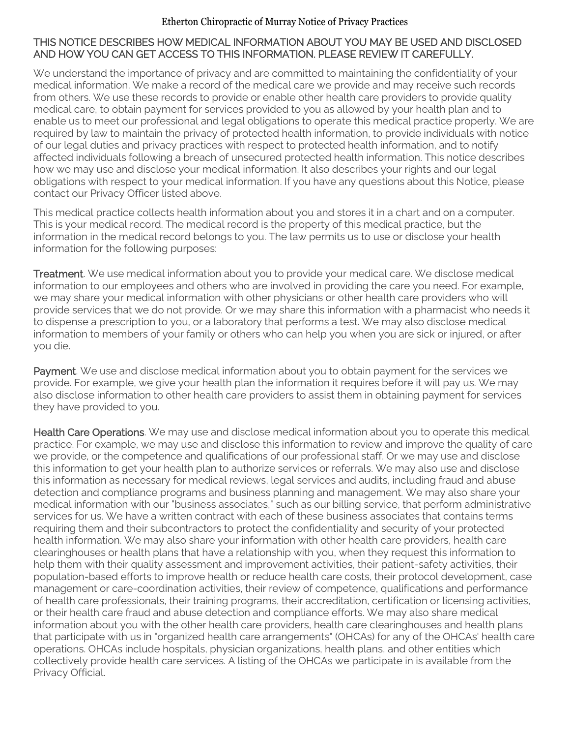# Etherton Chiropractic of Murray Notice of Privacy Practices

## THIS NOTICE DESCRIBES HOW MEDICAL INFORMATION ABOUT YOU MAY BE USED AND DISCLOSED AND HOW YOU CAN GET ACCESS TO THIS INFORMATION. PLEASE REVIEW IT CAREFULLY.

We understand the importance of privacy and are committed to maintaining the confidentiality of your medical information. We make a record of the medical care we provide and may receive such records from others. We use these records to provide or enable other health care providers to provide quality medical care, to obtain payment for services provided to you as allowed by your health plan and to enable us to meet our professional and legal obligations to operate this medical practice properly. We are required by law to maintain the privacy of protected health information, to provide individuals with notice of our legal duties and privacy practices with respect to protected health information, and to notify affected individuals following a breach of unsecured protected health information. This notice describes how we may use and disclose your medical information. It also describes your rights and our legal obligations with respect to your medical information. If you have any questions about this Notice, please contact our Privacy Officer listed above.

This medical practice collects health information about you and stores it in a chart and on a computer. This is your medical record. The medical record is the property of this medical practice, but the information in the medical record belongs to you. The law permits us to use or disclose your health information for the following purposes:

**Treatment**. We use medical information about you to provide your medical care. We disclose medical information to our employees and others who are involved in providing the care you need. For example, we may share your medical information with other physicians or other health care providers who will provide services that we do not provide. Or we may share this information with a pharmacist who needs it to dispense a prescription to you, or a laboratory that performs a test. We may also disclose medical information to members of your family or others who can help you when you are sick or injured, or after you die.

**Payment**. We use and disclose medical information about you to obtain payment for the services we provide. For example, we give your health plan the information it requires before it will pay us. We may also disclose information to other health care providers to assist them in obtaining payment for services they have provided to you.

**Health Care Operations**. We may use and disclose medical information about you to operate this medical practice. For example, we may use and disclose this information to review and improve the quality of care we provide, or the competence and qualifications of our professional staff. Or we may use and disclose this information to get your health plan to authorize services or referrals. We may also use and disclose this information as necessary for medical reviews, legal services and audits, including fraud and abuse detection and compliance programs and business planning and management. We may also share your medical information with our "business associates," such as our billing service, that perform administrative services for us. We have a written contract with each of these business associates that contains terms requiring them and their subcontractors to protect the confidentiality and security of your protected health information. We may also share your information with other health care providers, health care clearinghouses or health plans that have a relationship with you, when they request this information to help them with their quality assessment and improvement activities, their patient-safety activities, their population-based efforts to improve health or reduce health care costs, their protocol development, case management or care-coordination activities, their review of competence, qualifications and performance of health care professionals, their training programs, their accreditation, certification or licensing activities, or their health care fraud and abuse detection and compliance efforts. We may also share medical information about you with the other health care providers, health care clearinghouses and health plans that participate with us in "organized health care arrangements" (OHCAs) for any of the OHCAs' health care operations. OHCAs include hospitals, physician organizations, health plans, and other entities which collectively provide health care services. A listing of the OHCAs we participate in is available from the Privacy Official.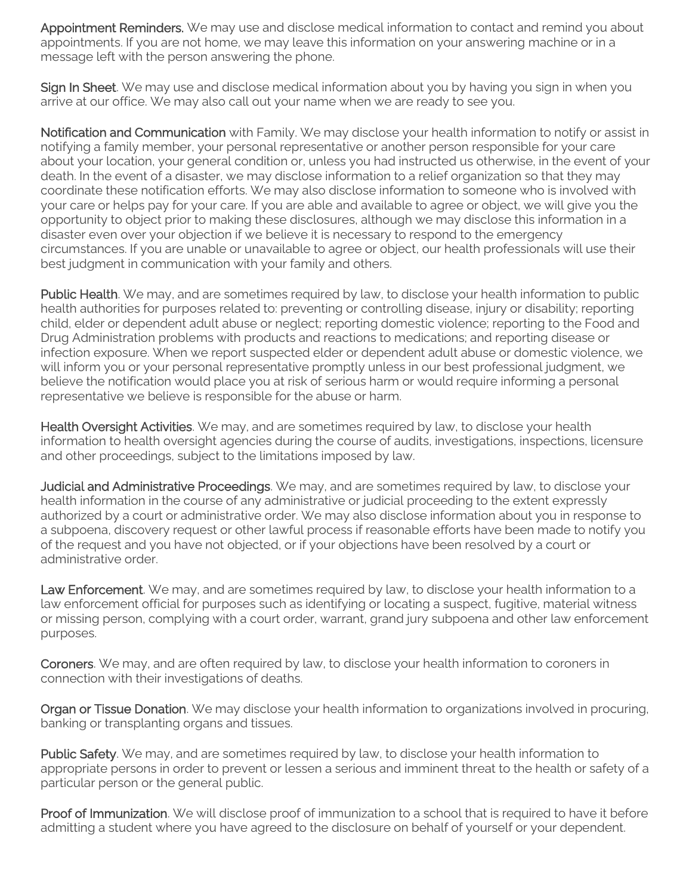**Appointment Reminders.** We may use and disclose medical information to contact and remind you about appointments. If you are not home, we may leave this information on your answering machine or in a message left with the person answering the phone.

**Sign In Sheet**. We may use and disclose medical information about you by having you sign in when you arrive at our office. We may also call out your name when we are ready to see you.

**Notification and Communication** with Family. We may disclose your health information to notify or assist in notifying a family member, your personal representative or another person responsible for your care about your location, your general condition or, unless you had instructed us otherwise, in the event of your death. In the event of a disaster, we may disclose information to a relief organization so that they may coordinate these notification efforts. We may also disclose information to someone who is involved with your care or helps pay for your care. If you are able and available to agree or object, we will give you the opportunity to object prior to making these disclosures, although we may disclose this information in a disaster even over your objection if we believe it is necessary to respond to the emergency circumstances. If you are unable or unavailable to agree or object, our health professionals will use their best judgment in communication with your family and others.

**Public Health**. We may, and are sometimes required by law, to disclose your health information to public health authorities for purposes related to: preventing or controlling disease, injury or disability; reporting child, elder or dependent adult abuse or neglect; reporting domestic violence; reporting to the Food and Drug Administration problems with products and reactions to medications; and reporting disease or infection exposure. When we report suspected elder or dependent adult abuse or domestic violence, we will inform you or your personal representative promptly unless in our best professional judgment, we believe the notification would place you at risk of serious harm or would require informing a personal representative we believe is responsible for the abuse or harm.

**Health Oversight Activities**. We may, and are sometimes required by law, to disclose your health information to health oversight agencies during the course of audits, investigations, inspections, licensure and other proceedings, subject to the limitations imposed by law.

**Judicial and Administrative Proceedings**. We may, and are sometimes required by law, to disclose your health information in the course of any administrative or judicial proceeding to the extent expressly authorized by a court or administrative order. We may also disclose information about you in response to a subpoena, discovery request or other lawful process if reasonable efforts have been made to notify you of the request and you have not objected, or if your objections have been resolved by a court or administrative order.

**Law Enforcement**. We may, and are sometimes required by law, to disclose your health information to a law enforcement official for purposes such as identifying or locating a suspect, fugitive, material witness or missing person, complying with a court order, warrant, grand jury subpoena and other law enforcement purposes.

**Coroners**. We may, and are often required by law, to disclose your health information to coroners in connection with their investigations of deaths.

**Organ or Tissue Donation**. We may disclose your health information to organizations involved in procuring, banking or transplanting organs and tissues.

**Public Safety**. We may, and are sometimes required by law, to disclose your health information to appropriate persons in order to prevent or lessen a serious and imminent threat to the health or safety of a particular person or the general public.

**Proof of Immunization**. We will disclose proof of immunization to a school that is required to have it before admitting a student where you have agreed to the disclosure on behalf of yourself or your dependent.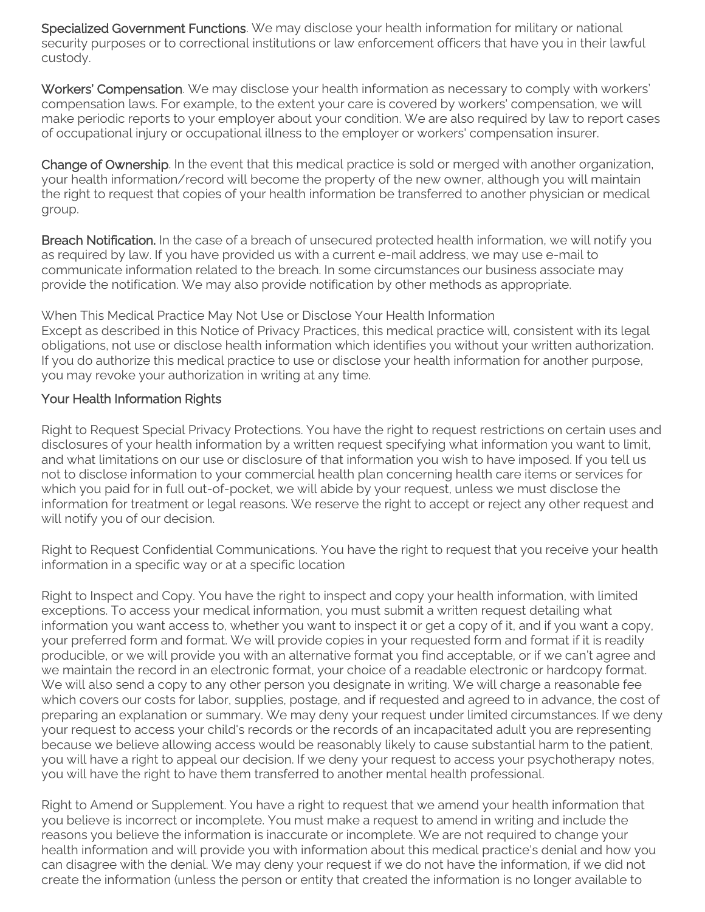**Specialized Government Functions**. We may disclose your health information for military or national security purposes or to correctional institutions or law enforcement officers that have you in their lawful custody.

**Workers' Compensation**. We may disclose your health information as necessary to comply with workers' compensation laws. For example, to the extent your care is covered by workers' compensation, we will make periodic reports to your employer about your condition. We are also required by law to report cases of occupational injury or occupational illness to the employer or workers' compensation insurer.

**Change of Ownership**. In the event that this medical practice is sold or merged with another organization, your health information/record will become the property of the new owner, although you will maintain the right to request that copies of your health information be transferred to another physician or medical group.

**Breach Notification.** In the case of a breach of unsecured protected health information, we will notify you as required by law. If you have provided us with a current e-mail address, we may use e-mail to communicate information related to the breach. In some circumstances our business associate may provide the notification. We may also provide notification by other methods as appropriate.

When This Medical Practice May Not Use or Disclose Your Health Information
Except as described in this Notice of Privacy Practices, this medical practice will, consistent with its legal obligations, not use or disclose health information which identifies you without your written authorization. If you do authorize this medical practice to use or disclose your health information for another purpose, you may revoke your authorization in writing at any time.

## Your Health Information Rights

Right to Request Special Privacy Protections. You have the right to request restrictions on certain uses and disclosures of your health information by a written request specifying what information you want to limit, and what limitations on our use or disclosure of that information you wish to have imposed. If you tell us not to disclose information to your commercial health plan concerning health care items or services for which you paid for in full out-of-pocket, we will abide by your request, unless we must disclose the information for treatment or legal reasons. We reserve the right to accept or reject any other request and will notify you of our decision.

Right to Request Confidential Communications. You have the right to request that you receive your health information in a specific way or at a specific location

Right to Inspect and Copy. You have the right to inspect and copy your health information, with limited exceptions. To access your medical information, you must submit a written request detailing what information you want access to, whether you want to inspect it or get a copy of it, and if you want a copy, your preferred form and format. We will provide copies in your requested form and format if it is readily producible, or we will provide you with an alternative format you find acceptable, or if we can't agree and we maintain the record in an electronic format, your choice of a readable electronic or hardcopy format. We will also send a copy to any other person you designate in writing. We will charge a reasonable fee which covers our costs for labor, supplies, postage, and if requested and agreed to in advance, the cost of preparing an explanation or summary. We may deny your request under limited circumstances. If we deny your request to access your child's records or the records of an incapacitated adult you are representing because we believe allowing access would be reasonably likely to cause substantial harm to the patient, you will have a right to appeal our decision. If we deny your request to access your psychotherapy notes, you will have the right to have them transferred to another mental health professional.

Right to Amend or Supplement. You have a right to request that we amend your health information that you believe is incorrect or incomplete. You must make a request to amend in writing and include the reasons you believe the information is inaccurate or incomplete. We are not required to change your health information and will provide you with information about this medical practice's denial and how you can disagree with the denial. We may deny your request if we do not have the information, if we did not create the information (unless the person or entity that created the information is no longer available to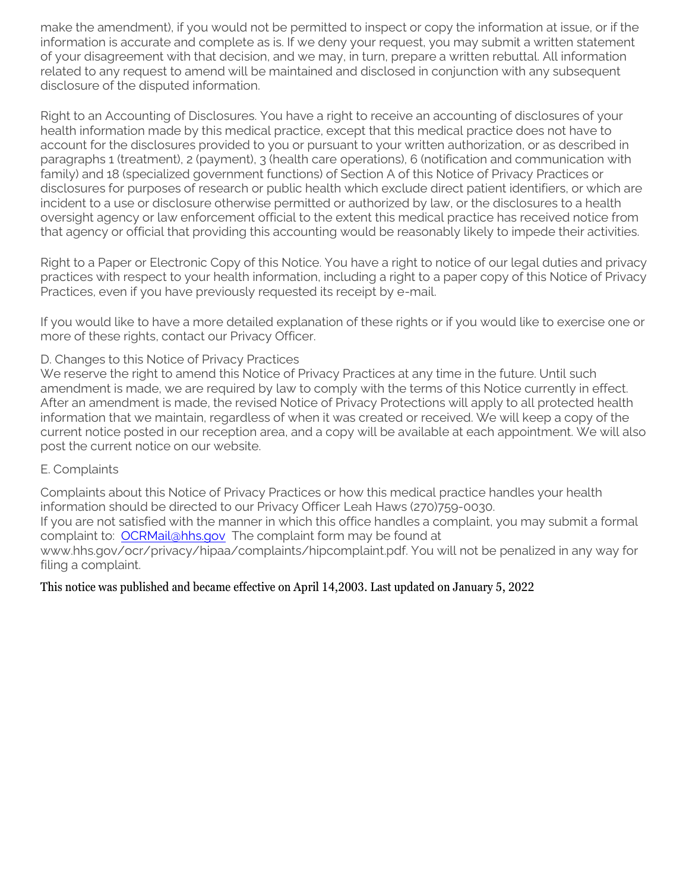make the amendment), if you would not be permitted to inspect or copy the information at issue, or if the information is accurate and complete as is. If we deny your request, you may submit a written statement of your disagreement with that decision, and we may, in turn, prepare a written rebuttal. All information related to any request to amend will be maintained and disclosed in conjunction with any subsequent disclosure of the disputed information.

Right to an Accounting of Disclosures. You have a right to receive an accounting of disclosures of your health information made by this medical practice, except that this medical practice does not have to account for the disclosures provided to you or pursuant to your written authorization, or as described in paragraphs 1 (treatment), 2 (payment), 3 (health care operations), 6 (notification and communication with family) and 18 (specialized government functions) of Section A of this Notice of Privacy Practices or disclosures for purposes of research or public health which exclude direct patient identifiers, or which are incident to a use or disclosure otherwise permitted or authorized by law, or the disclosures to a health oversight agency or law enforcement official to the extent this medical practice has received notice from that agency or official that providing this accounting would be reasonably likely to impede their activities.

Right to a Paper or Electronic Copy of this Notice. You have a right to notice of our legal duties and privacy practices with respect to your health information, including a right to a paper copy of this Notice of Privacy Practices, even if you have previously requested its receipt by e-mail.

If you would like to have a more detailed explanation of these rights or if you would like to exercise one or more of these rights, contact our Privacy Officer.

D. Changes to this Notice of Privacy Practices

We reserve the right to amend this Notice of Privacy Practices at any time in the future. Until such amendment is made, we are required by law to comply with the terms of this Notice currently in effect. After an amendment is made, the revised Notice of Privacy Protections will apply to all protected health information that we maintain, regardless of when it was created or received. We will keep a copy of the current notice posted in our reception area, and a copy will be available at each appointment. We will also post the current notice on our website.

E. Complaints

Complaints about this Notice of Privacy Practices or how this medical practice handles your health information should be directed to our Privacy Officer Leah Haws (270)759-0030.

If you are not satisfied with the manner in which this office handles a complaint, you may submit a formal complaint to: [OCRMail@hhs.gov](mailto:OCRMail@hhs.gov) The complaint form may be found at www.hhs.gov/ocr/privacy/hipaa/complaints/hipcomplaint.pdf. You will not be penalized in any way for filing a complaint.

This notice was published and became effective on April 14,2003. Last updated on January 5, 2022